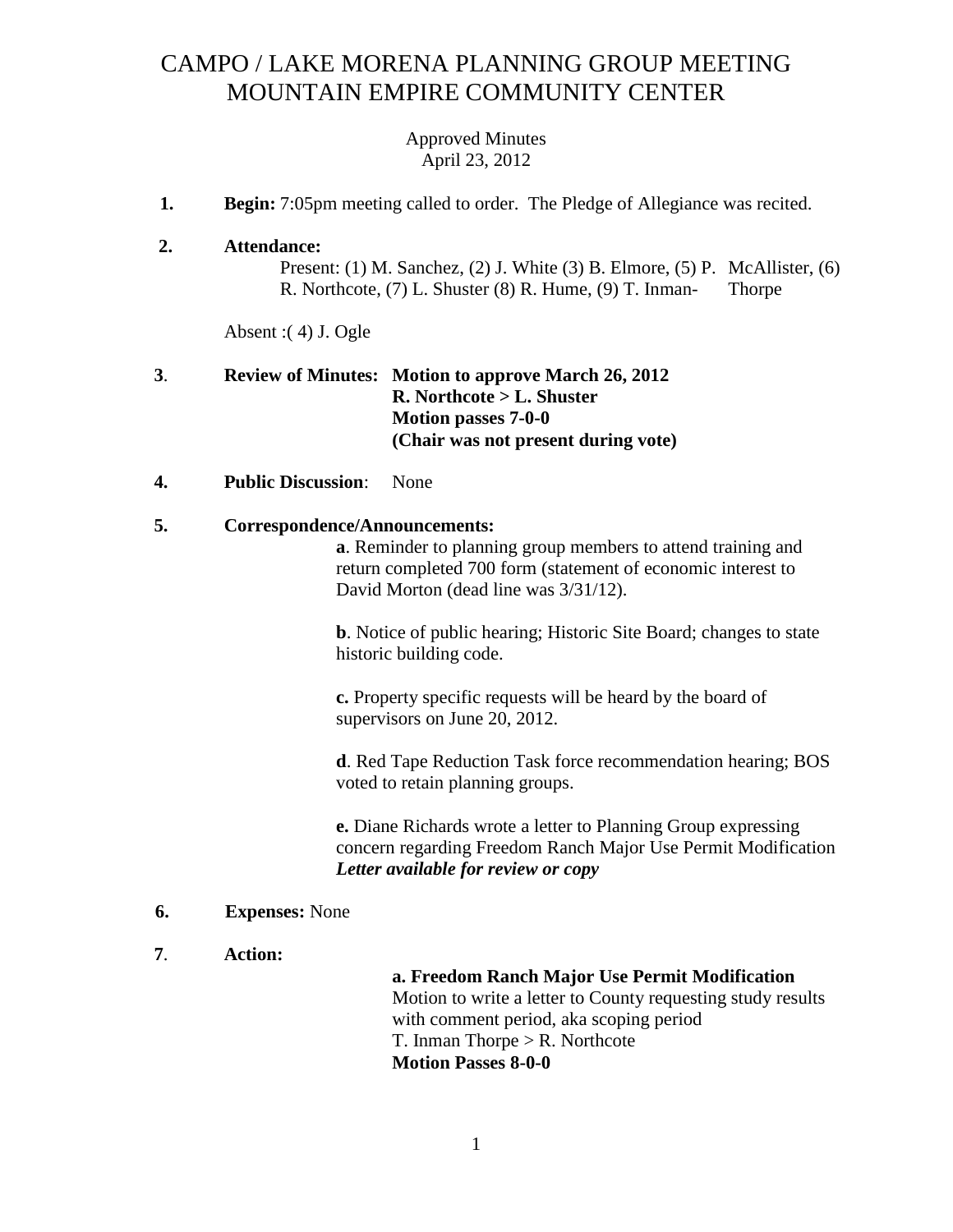# CAMPO / LAKE MORENA PLANNING GROUP MEETING
# MOUNTAIN EMPIRE COMMUNITY CENTER

Approved Minutes
April 23, 2012

1. **Begin:** 7:05pm meeting called to order. The Pledge of Allegiance was recited.

2. **Attendance:**
   Present: (1) M. Sanchez, (2) J. White (3) B. Elmore, (5) P. McAllister, (6) R. Northcote, (7) L. Shuster (8) R. Hume, (9) T. Inman-Thorpe

   Absent :( 4) J. Ogle

3. **Review of Minutes: Motion to approve March 26, 2012**
   **R. Northcote > L. Shuster**
   **Motion passes 7-0-0**
   **(Chair was not present during vote)**

4. **Public Discussion**: None

5. **Correspondence/Announcements:**

   **a**. Reminder to planning group members to attend training and return completed 700 form (statement of economic interest to David Morton (dead line was 3/31/12).

   **b**. Notice of public hearing; Historic Site Board; changes to state historic building code.

   **c.** Property specific requests will be heard by the board of supervisors on June 20, 2012.

   **d**. Red Tape Reduction Task force recommendation hearing; BOS voted to retain planning groups.

   **e.** Diane Richards wrote a letter to Planning Group expressing concern regarding Freedom Ranch Major Use Permit Modification
   ***Letter available for review or copy***

6. **Expenses:** None

7. **Action:**

   **a. Freedom Ranch Major Use Permit Modification**
   Motion to write a letter to County requesting study results with comment period, aka scoping period
   T. Inman Thorpe > R. Northcote
   **Motion Passes 8-0-0**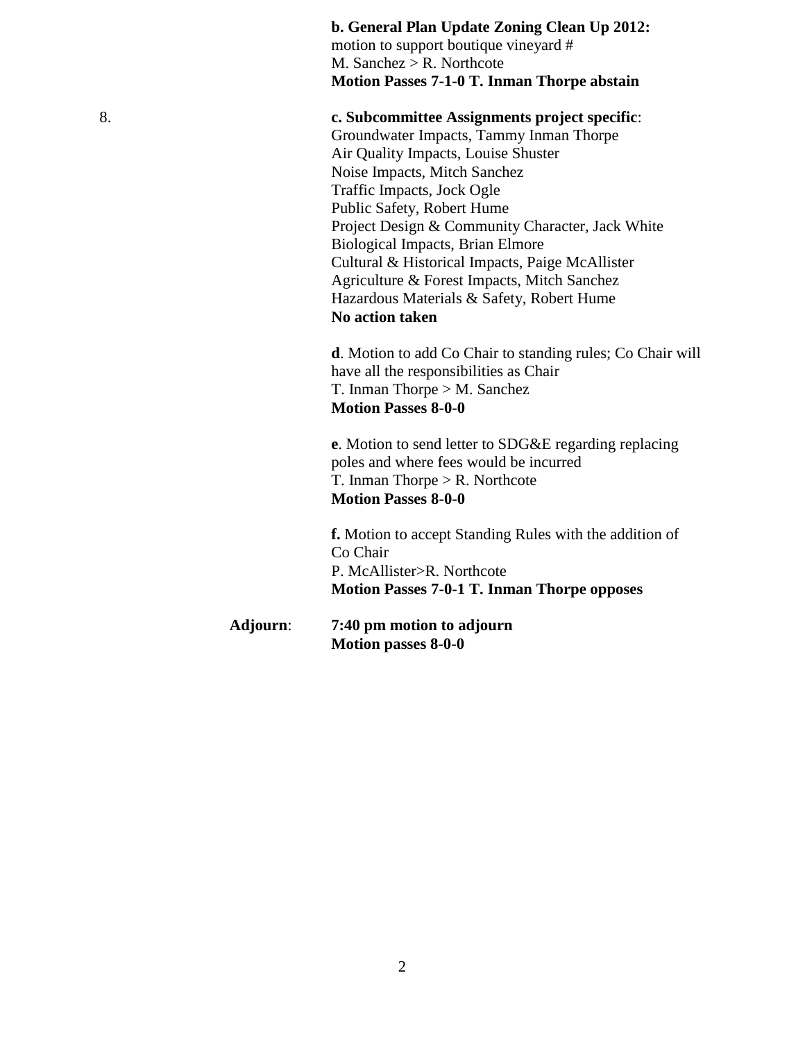**b. General Plan Update Zoning Clean Up 2012:**
motion to support boutique vineyard #
M. Sanchez > R. Northcote
**Motion Passes 7-1-0 T. Inman Thorpe abstain**

8. **c. Subcommittee Assignments project specific**:
Groundwater Impacts, Tammy Inman Thorpe
Air Quality Impacts, Louise Shuster
Noise Impacts, Mitch Sanchez
Traffic Impacts, Jock Ogle
Public Safety, Robert Hume
Project Design & Community Character, Jack White
Biological Impacts, Brian Elmore
Cultural & Historical Impacts, Paige McAllister
Agriculture & Forest Impacts, Mitch Sanchez
Hazardous Materials & Safety, Robert Hume
**No action taken**

**d**. Motion to add Co Chair to standing rules; Co Chair will have all the responsibilities as Chair
T. Inman Thorpe > M. Sanchez
**Motion Passes 8-0-0**

**e**. Motion to send letter to SDG&E regarding replacing poles and where fees would be incurred
T. Inman Thorpe > R. Northcote
**Motion Passes 8-0-0**

**f.** Motion to accept Standing Rules with the addition of Co Chair
P. McAllister>R. Northcote
**Motion Passes 7-0-1 T. Inman Thorpe opposes**

**Adjourn**: **7:40 pm motion to adjourn**
**Motion passes 8-0-0**